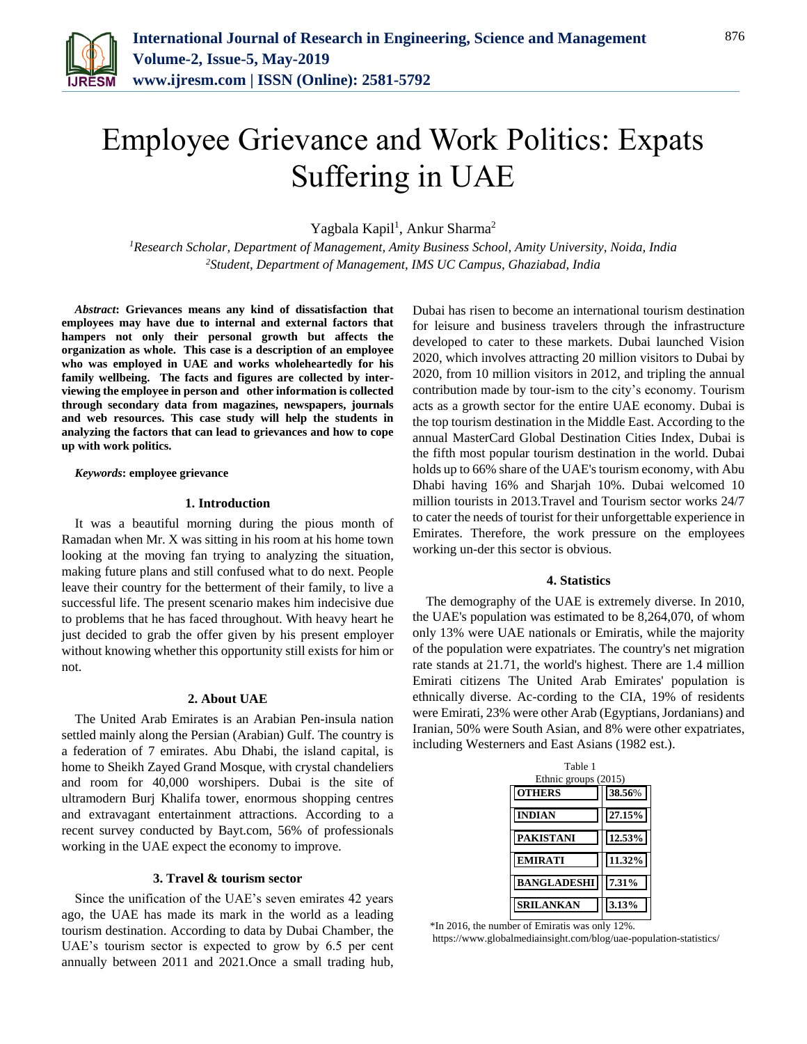# Employee Grievance and Work Politics: Expats Suffering in UAE

Yagbala Kapil[1], Ankur Sharma[2]

[1]*Research Scholar, Department of Management, Amity Business School, Amity University, Noida, India*
[2]*Student, Department of Management, IMS UC Campus, Ghaziabad, India*

***Abstract*: Grievances means any kind of dissatisfaction that employees may have due to internal and external factors that hampers not only their personal growth but affects the organization as whole. This case is a description of an employee who was employed in UAE and works wholeheartedly for his family wellbeing. The facts and figures are collected by inter-viewing the employee in person and other information is collected through secondary data from magazines, newspapers, journals and web resources. This case study will help the students in analyzing the factors that can lead to grievances and how to cope up with work politics.**

***Keywords*: employee grievance**

## 1. Introduction

It was a beautiful morning during the pious month of Ramadan when Mr. X was sitting in his room at his home town looking at the moving fan trying to analyzing the situation, making future plans and still confused what to do next. People leave their country for the betterment of their family, to live a successful life. The present scenario makes him indecisive due to problems that he has faced throughout. With heavy heart he just decided to grab the offer given by his present employer without knowing whether this opportunity still exists for him or not.

## 2. About UAE

The United Arab Emirates is an Arabian Pen-insula nation settled mainly along the Persian (Arabian) Gulf. The country is a federation of 7 emirates. Abu Dhabi, the island capital, is home to Sheikh Zayed Grand Mosque, with crystal chandeliers and room for 40,000 worshipers. Dubai is the site of ultramodern Burj Khalifa tower, enormous shopping centres and extravagant entertainment attractions. According to a recent survey conducted by Bayt.com, 56% of professionals working in the UAE expect the economy to improve.

## 3. Travel & tourism sector

Since the unification of the UAE's seven emirates 42 years ago, the UAE has made its mark in the world as a leading tourism destination. According to data by Dubai Chamber, the UAE's tourism sector is expected to grow by 6.5 per cent annually between 2011 and 2021.Once a small trading hub, Dubai has risen to become an international tourism destination for leisure and business travelers through the infrastructure developed to cater to these markets. Dubai launched Vision 2020, which involves attracting 20 million visitors to Dubai by 2020, from 10 million visitors in 2012, and tripling the annual contribution made by tour-ism to the city's economy. Tourism acts as a growth sector for the entire UAE economy. Dubai is the top tourism destination in the Middle East. According to the annual MasterCard Global Destination Cities Index, Dubai is the fifth most popular tourism destination in the world. Dubai holds up to 66% share of the UAE's tourism economy, with Abu Dhabi having 16% and Sharjah 10%. Dubai welcomed 10 million tourists in 2013.Travel and Tourism sector works 24/7 to cater the needs of tourist for their unforgettable experience in Emirates. Therefore, the work pressure on the employees working un-der this sector is obvious.

## 4. Statistics

The demography of the UAE is extremely diverse. In 2010, the UAE's population was estimated to be 8,264,070, of whom only 13% were UAE nationals or Emiratis, while the majority of the population were expatriates. The country's net migration rate stands at 21.71, the world's highest. There are 1.4 million Emirati citizens The United Arab Emirates' population is ethnically diverse. Ac-cording to the CIA, 19% of residents were Emirati, 23% were other Arab (Egyptians, Jordanians) and Iranian, 50% were South Asian, and 8% were other expatriates, including Westerners and East Asians (1982 est.).

Table 1
Ethnic groups (2015)

| Ethnic group | Share |
|---|---|
| **OTHERS** | **38.56%** |
| **INDIAN** | **27.15%** |
| **PAKISTANI** | **12.53%** |
| **EMIRATI** | **11.32%** |
| **BANGLADESHI** | **7.31%** |
| **SRILANKAN** | **3.13%** |

*In 2016, the number of Emiratis was only 12%.
https://www.globalmediainsight.com/blog/uae-population-statistics/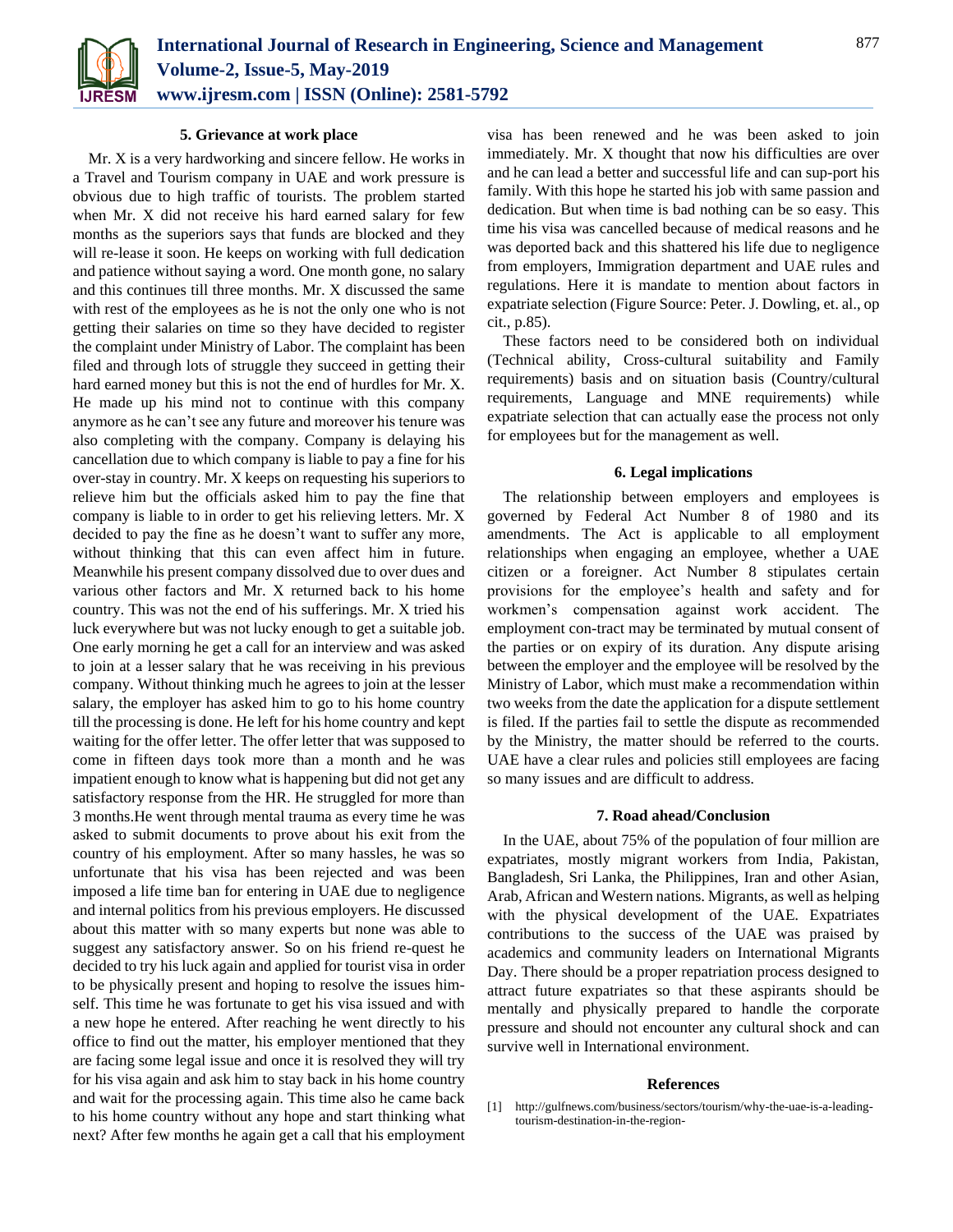### 5. Grievance at work place

Mr. X is a very hardworking and sincere fellow. He works in a Travel and Tourism company in UAE and work pressure is obvious due to high traffic of tourists. The problem started when Mr. X did not receive his hard earned salary for few months as the superiors says that funds are blocked and they will re-lease it soon. He keeps on working with full dedication and patience without saying a word. One month gone, no salary and this continues till three months. Mr. X discussed the same with rest of the employees as he is not the only one who is not getting their salaries on time so they have decided to register the complaint under Ministry of Labor. The complaint has been filed and through lots of struggle they succeed in getting their hard earned money but this is not the end of hurdles for Mr. X. He made up his mind not to continue with this company anymore as he can't see any future and moreover his tenure was also completing with the company. Company is delaying his cancellation due to which company is liable to pay a fine for his over-stay in country. Mr. X keeps on requesting his superiors to relieve him but the officials asked him to pay the fine that company is liable to in order to get his relieving letters. Mr. X decided to pay the fine as he doesn't want to suffer any more, without thinking that this can even affect him in future. Meanwhile his present company dissolved due to over dues and various other factors and Mr. X returned back to his home country. This was not the end of his sufferings. Mr. X tried his luck everywhere but was not lucky enough to get a suitable job. One early morning he get a call for an interview and was asked to join at a lesser salary that he was receiving in his previous company. Without thinking much he agrees to join at the lesser salary, the employer has asked him to go to his home country till the processing is done. He left for his home country and kept waiting for the offer letter. The offer letter that was supposed to come in fifteen days took more than a month and he was impatient enough to know what is happening but did not get any satisfactory response from the HR. He struggled for more than 3 months.He went through mental trauma as every time he was asked to submit documents to prove about his exit from the country of his employment. After so many hassles, he was so unfortunate that his visa has been rejected and was been imposed a life time ban for entering in UAE due to negligence and internal politics from his previous employers. He discussed about this matter with so many experts but none was able to suggest any satisfactory answer. So on his friend re-quest he decided to try his luck again and applied for tourist visa in order to be physically present and hoping to resolve the issues him-self. This time he was fortunate to get his visa issued and with a new hope he entered. After reaching he went directly to his office to find out the matter, his employer mentioned that they are facing some legal issue and once it is resolved they will try for his visa again and ask him to stay back in his home country and wait for the processing again. This time also he came back to his home country without any hope and start thinking what next? After few months he again get a call that his employment visa has been renewed and he was been asked to join immediately. Mr. X thought that now his difficulties are over and he can lead a better and successful life and can sup-port his family. With this hope he started his job with same passion and dedication. But when time is bad nothing can be so easy. This time his visa was cancelled because of medical reasons and he was deported back and this shattered his life due to negligence from employers, Immigration department and UAE rules and regulations. Here it is mandate to mention about factors in expatriate selection (Figure Source: Peter. J. Dowling, et. al., op cit., p.85).

These factors need to be considered both on individual (Technical ability, Cross-cultural suitability and Family requirements) basis and on situation basis (Country/cultural requirements, Language and MNE requirements) while expatriate selection that can actually ease the process not only for employees but for the management as well.

### 6. Legal implications

The relationship between employers and employees is governed by Federal Act Number 8 of 1980 and its amendments. The Act is applicable to all employment relationships when engaging an employee, whether a UAE citizen or a foreigner. Act Number 8 stipulates certain provisions for the employee's health and safety and for workmen's compensation against work accident. The employment con-tract may be terminated by mutual consent of the parties or on expiry of its duration. Any dispute arising between the employer and the employee will be resolved by the Ministry of Labor, which must make a recommendation within two weeks from the date the application for a dispute settlement is filed. If the parties fail to settle the dispute as recommended by the Ministry, the matter should be referred to the courts. UAE have a clear rules and policies still employees are facing so many issues and are difficult to address.

### 7. Road ahead/Conclusion

In the UAE, about 75% of the population of four million are expatriates, mostly migrant workers from India, Pakistan, Bangladesh, Sri Lanka, the Philippines, Iran and other Asian, Arab, African and Western nations. Migrants, as well as helping with the physical development of the UAE. Expatriates contributions to the success of the UAE was praised by academics and community leaders on International Migrants Day. There should be a proper repatriation process designed to attract future expatriates so that these aspirants should be mentally and physically prepared to handle the corporate pressure and should not encounter any cultural shock and can survive well in International environment.

### References

[1] http://gulfnews.com/business/sectors/tourism/why-the-uae-is-a-leading-tourism-destination-in-the-region-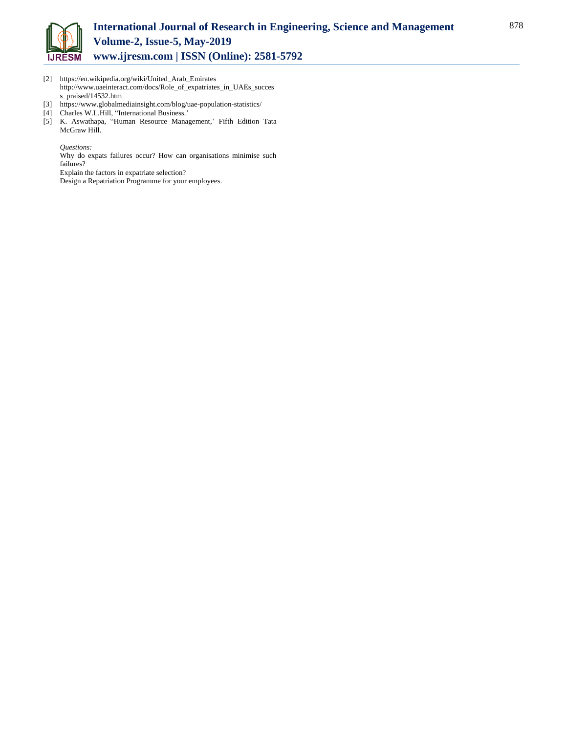[2] https://en.wikipedia.org/wiki/United_Arab_Emirates http://www.uaeinteract.com/docs/Role_of_expatriates_in_UAEs_success_praised/14532.htm
[3] https://www.globalmediainsight.com/blog/uae-population-statistics/
[4] Charles W.L.Hill, "International Business.'
[5] K. Aswathapa, "Human Resource Management,' Fifth Edition Tata McGraw Hill.

*Questions:*

Why do expats failures occur? How can organisations minimise such failures?

Explain the factors in expatriate selection?

Design a Repatriation Programme for your employees.